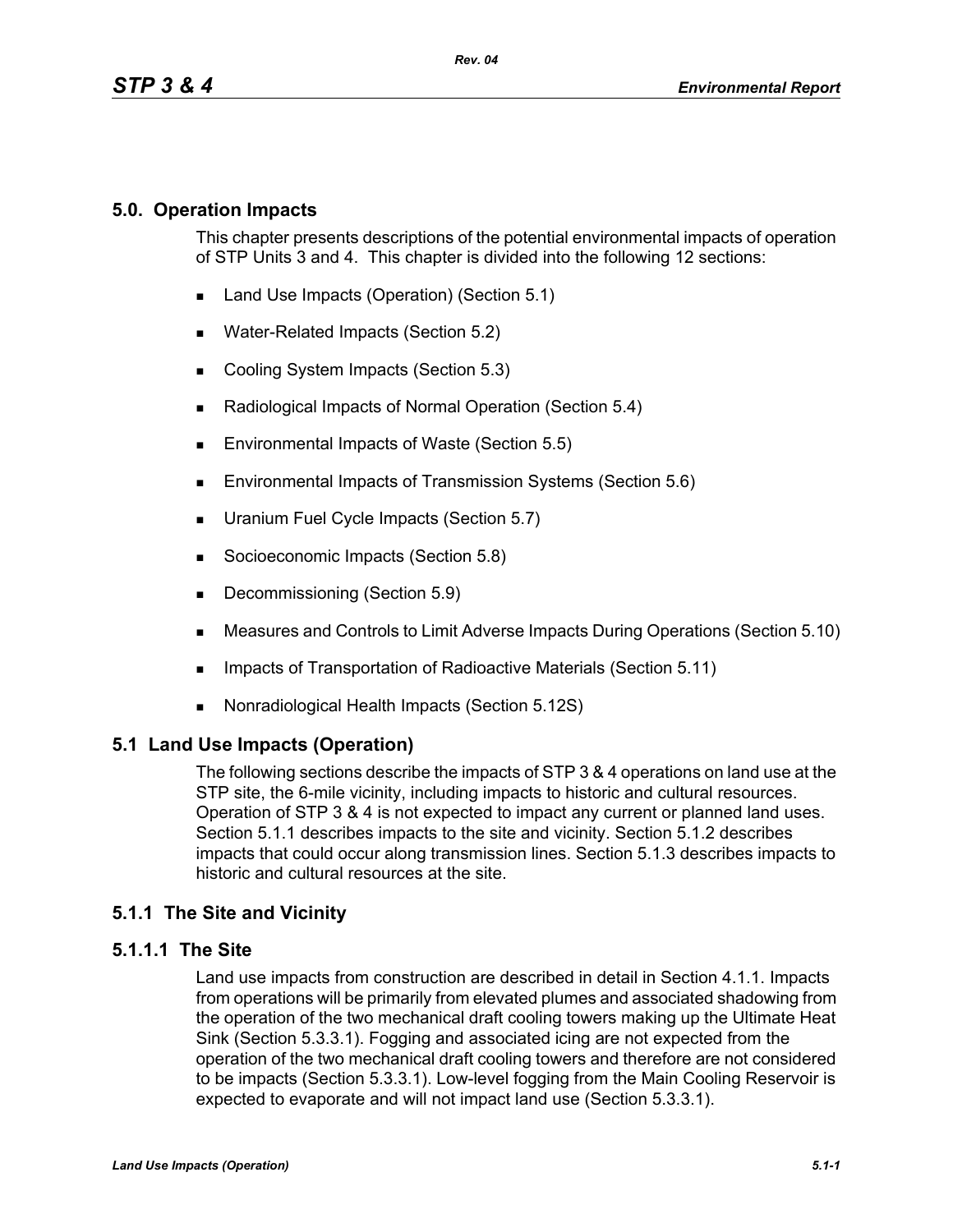# 5.0. Operation Impacts

This chapter presents descriptions of the potential environmental impacts of operation of STP Units 3 and 4. This chapter is divided into the following 12 sections:

- Land Use Impacts (Operation) (Section 5.1)
- Water-Related Impacts (Section 5.2)
- Cooling System Impacts (Section 5.3)
- Radiological Impacts of Normal Operation (Section 5.4)
- Environmental Impacts of Waste (Section 5.5)
- Environmental Impacts of Transmission Systems (Section 5.6)
- Uranium Fuel Cycle Impacts (Section 5.7)
- Socioeconomic Impacts (Section 5.8)
- Decommissioning (Section 5.9)
- Measures and Controls to Limit Adverse Impacts During Operations (Section 5.10)
- Impacts of Transportation of Radioactive Materials (Section 5.11)
- Nonradiological Health Impacts (Section 5.12S)

## 5.1 Land Use Impacts (Operation)

The following sections describe the impacts of STP 3 & 4 operations on land use at the STP site, the 6-mile vicinity, including impacts to historic and cultural resources. Operation of STP 3 & 4 is not expected to impact any current or planned land uses. Section 5.1.1 describes impacts to the site and vicinity. Section 5.1.2 describes impacts that could occur along transmission lines. Section 5.1.3 describes impacts to historic and cultural resources at the site.

## 5.1.1 The Site and Vicinity

### 5.1.1.1 The Site

Land use impacts from construction are described in detail in Section 4.1.1. Impacts from operations will be primarily from elevated plumes and associated shadowing from the operation of the two mechanical draft cooling towers making up the Ultimate Heat Sink (Section 5.3.3.1). Fogging and associated icing are not expected from the operation of the two mechanical draft cooling towers and therefore are not considered to be impacts (Section 5.3.3.1). Low-level fogging from the Main Cooling Reservoir is expected to evaporate and will not impact land use (Section 5.3.3.1).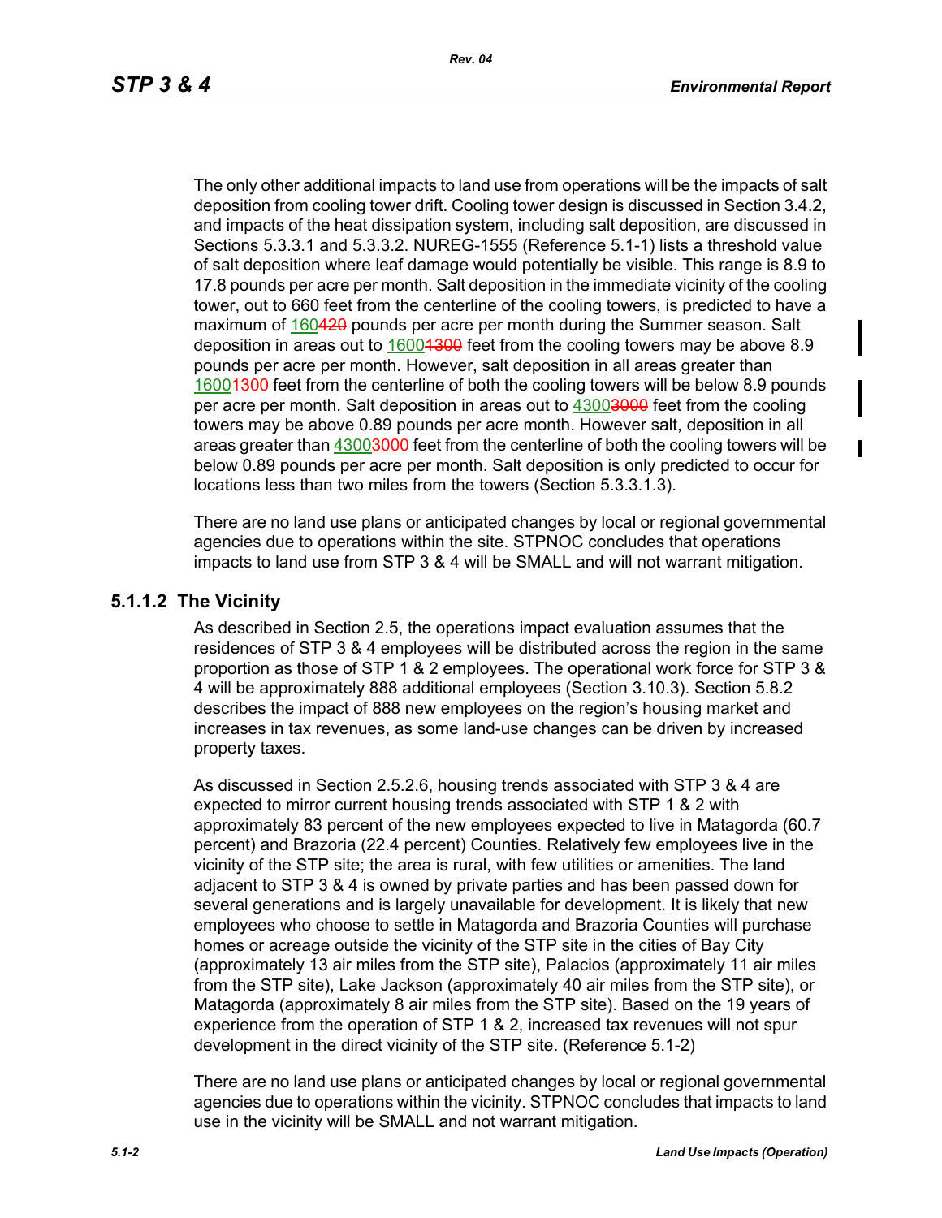The only other additional impacts to land use from operations will be the impacts of salt deposition from cooling tower drift. Cooling tower design is discussed in Section 3.4.2, and impacts of the heat dissipation system, including salt deposition, are discussed in Sections 5.3.3.1 and 5.3.3.2. NUREG-1555 (Reference 5.1-1) lists a threshold value of salt deposition where leaf damage would potentially be visible. This range is 8.9 to 17.8 pounds per acre per month. Salt deposition in the immediate vicinity of the cooling tower, out to 660 feet from the centerline of the cooling towers, is predicted to have a maximum of 160~~420~~ pounds per acre per month during the Summer season. Salt deposition in areas out to 1600~~1300~~ feet from the cooling towers may be above 8.9 pounds per acre per month. However, salt deposition in all areas greater than 1600~~1300~~ feet from the centerline of both the cooling towers will be below 8.9 pounds per acre per month. Salt deposition in areas out to 4300~~3000~~ feet from the cooling towers may be above 0.89 pounds per acre month. However salt, deposition in all areas greater than 4300~~3000~~ feet from the centerline of both the cooling towers will be below 0.89 pounds per acre per month. Salt deposition is only predicted to occur for locations less than two miles from the towers (Section 5.3.3.1.3).

There are no land use plans or anticipated changes by local or regional governmental agencies due to operations within the site. STPNOC concludes that operations impacts to land use from STP 3 & 4 will be SMALL and will not warrant mitigation.

### 5.1.1.2 The Vicinity

As described in Section 2.5, the operations impact evaluation assumes that the residences of STP 3 & 4 employees will be distributed across the region in the same proportion as those of STP 1 & 2 employees. The operational work force for STP 3 & 4 will be approximately 888 additional employees (Section 3.10.3). Section 5.8.2 describes the impact of 888 new employees on the region's housing market and increases in tax revenues, as some land-use changes can be driven by increased property taxes.

As discussed in Section 2.5.2.6, housing trends associated with STP 3 & 4 are expected to mirror current housing trends associated with STP 1 & 2 with approximately 83 percent of the new employees expected to live in Matagorda (60.7 percent) and Brazoria (22.4 percent) Counties. Relatively few employees live in the vicinity of the STP site; the area is rural, with few utilities or amenities. The land adjacent to STP 3 & 4 is owned by private parties and has been passed down for several generations and is largely unavailable for development. It is likely that new employees who choose to settle in Matagorda and Brazoria Counties will purchase homes or acreage outside the vicinity of the STP site in the cities of Bay City (approximately 13 air miles from the STP site), Palacios (approximately 11 air miles from the STP site), Lake Jackson (approximately 40 air miles from the STP site), or Matagorda (approximately 8 air miles from the STP site). Based on the 19 years of experience from the operation of STP 1 & 2, increased tax revenues will not spur development in the direct vicinity of the STP site. (Reference 5.1-2)

There are no land use plans or anticipated changes by local or regional governmental agencies due to operations within the vicinity. STPNOC concludes that impacts to land use in the vicinity will be SMALL and not warrant mitigation.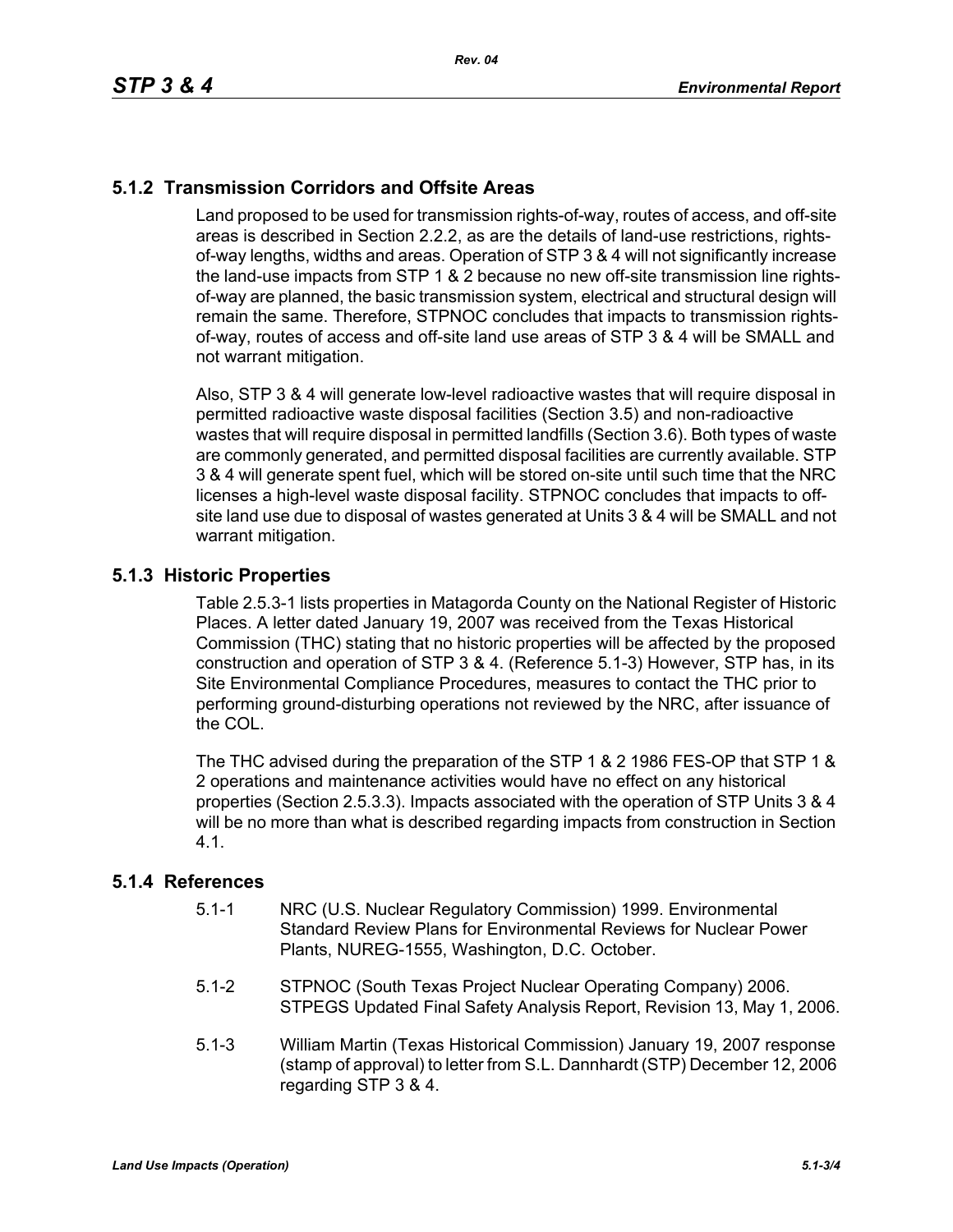## 5.1.2 Transmission Corridors and Offsite Areas

Land proposed to be used for transmission rights-of-way, routes of access, and off-site areas is described in Section 2.2.2, as are the details of land-use restrictions, rights-of-way lengths, widths and areas. Operation of STP 3 & 4 will not significantly increase the land-use impacts from STP 1 & 2 because no new off-site transmission line rights-of-way are planned, the basic transmission system, electrical and structural design will remain the same. Therefore, STPNOC concludes that impacts to transmission rights-of-way, routes of access and off-site land use areas of STP 3 & 4 will be SMALL and not warrant mitigation.

Also, STP 3 & 4 will generate low-level radioactive wastes that will require disposal in permitted radioactive waste disposal facilities (Section 3.5) and non-radioactive wastes that will require disposal in permitted landfills (Section 3.6). Both types of waste are commonly generated, and permitted disposal facilities are currently available. STP 3 & 4 will generate spent fuel, which will be stored on-site until such time that the NRC licenses a high-level waste disposal facility. STPNOC concludes that impacts to off-site land use due to disposal of wastes generated at Units 3 & 4 will be SMALL and not warrant mitigation.

## 5.1.3 Historic Properties

Table 2.5.3-1 lists properties in Matagorda County on the National Register of Historic Places. A letter dated January 19, 2007 was received from the Texas Historical Commission (THC) stating that no historic properties will be affected by the proposed construction and operation of STP 3 & 4. (Reference 5.1-3) However, STP has, in its Site Environmental Compliance Procedures, measures to contact the THC prior to performing ground-disturbing operations not reviewed by the NRC, after issuance of the COL.

The THC advised during the preparation of the STP 1 & 2 1986 FES-OP that STP 1 & 2 operations and maintenance activities would have no effect on any historical properties (Section 2.5.3.3). Impacts associated with the operation of STP Units 3 & 4 will be no more than what is described regarding impacts from construction in Section 4.1.

## 5.1.4 References

5.1-1 NRC (U.S. Nuclear Regulatory Commission) 1999. Environmental Standard Review Plans for Environmental Reviews for Nuclear Power Plants, NUREG-1555, Washington, D.C. October.

5.1-2 STPNOC (South Texas Project Nuclear Operating Company) 2006. STPEGS Updated Final Safety Analysis Report, Revision 13, May 1, 2006.

5.1-3 William Martin (Texas Historical Commission) January 19, 2007 response (stamp of approval) to letter from S.L. Dannhardt (STP) December 12, 2006 regarding STP 3 & 4.